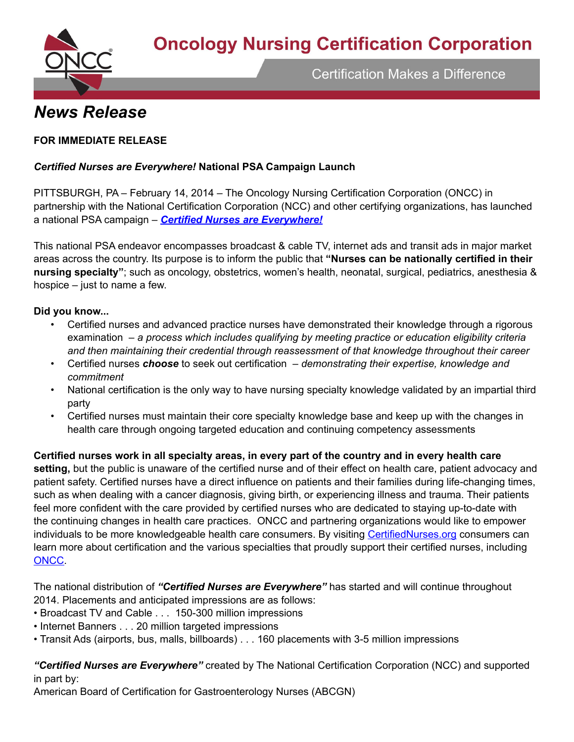# Oncology Nursing Certification Corporation

Certification Makes a Difference

## *News Release*

**FOR IMMEDIATE RELEASE**

***Certified Nurses are Everywhere!*** **National PSA Campaign Launch**

PITTSBURGH, PA – February 14, 2014 – The Oncology Nursing Certification Corporation (ONCC) in partnership with the National Certification Corporation (NCC) and other certifying organizations, has launched a national PSA campaign – ***Certified Nurses are Everywhere!***

This national PSA endeavor encompasses broadcast & cable TV, internet ads and transit ads in major market areas across the country. Its purpose is to inform the public that **"Nurses can be nationally certified in their nursing specialty"**; such as oncology, obstetrics, women's health, neonatal, surgical, pediatrics, anesthesia & hospice – just to name a few.

**Did you know...**

- Certified nurses and advanced practice nurses have demonstrated their knowledge through a rigorous examination – *a process which includes qualifying by meeting practice or education eligibility criteria and then maintaining their credential through reassessment of that knowledge throughout their career*
- Certified nurses ***choose*** to seek out certification – *demonstrating their expertise, knowledge and commitment*
- National certification is the only way to have nursing specialty knowledge validated by an impartial third party
- Certified nurses must maintain their core specialty knowledge base and keep up with the changes in health care through ongoing targeted education and continuing competency assessments

**Certified nurses work in all specialty areas, in every part of the country and in every health care setting,** but the public is unaware of the certified nurse and of their effect on health care, patient advocacy and patient safety. Certified nurses have a direct influence on patients and their families during life-changing times, such as when dealing with a cancer diagnosis, giving birth, or experiencing illness and trauma. Their patients feel more confident with the care provided by certified nurses who are dedicated to staying up-to-date with the continuing changes in health care practices. ONCC and partnering organizations would like to empower individuals to be more knowledgeable health care consumers. By visiting CertifiedNurses.org consumers can learn more about certification and the various specialties that proudly support their certified nurses, including ONCC.

The national distribution of ***"Certified Nurses are Everywhere"*** has started and will continue throughout 2014. Placements and anticipated impressions are as follows:

- Broadcast TV and Cable . . . 150-300 million impressions
- Internet Banners . . . 20 million targeted impressions
- Transit Ads (airports, bus, malls, billboards) . . . 160 placements with 3-5 million impressions

***"Certified Nurses are Everywhere"*** created by The National Certification Corporation (NCC) and supported in part by:

American Board of Certification for Gastroenterology Nurses (ABCGN)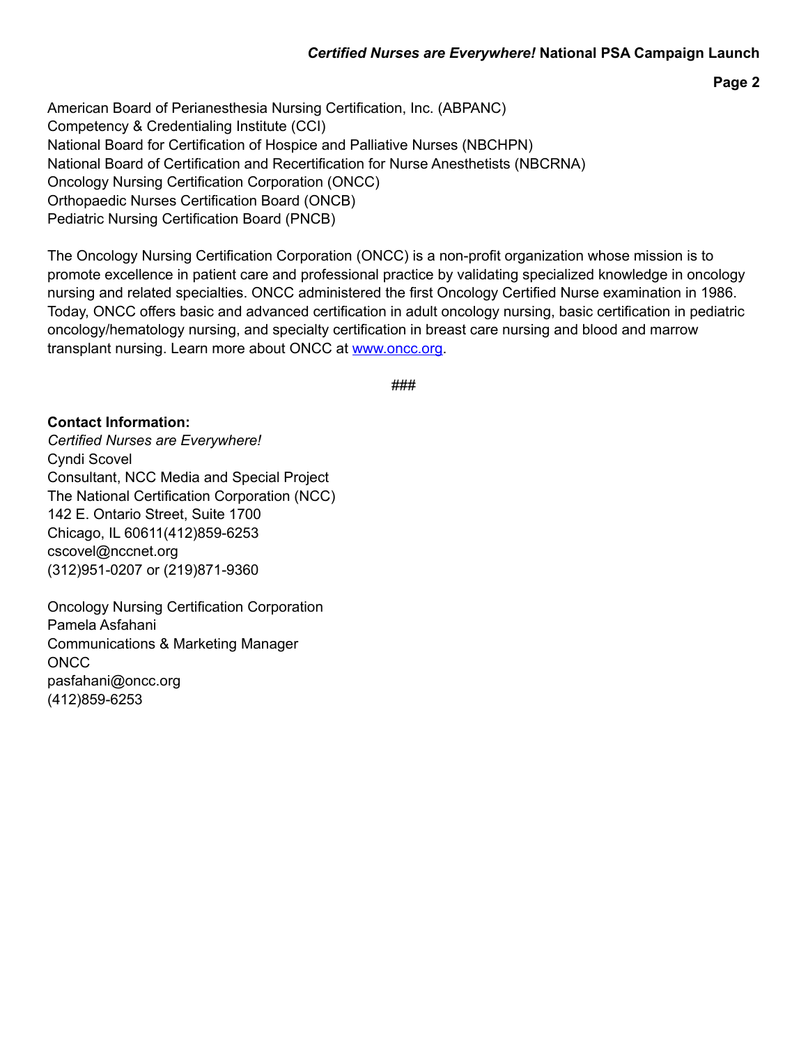American Board of Perianesthesia Nursing Certification, Inc. (ABPANC)
Competency & Credentialing Institute (CCI)
National Board for Certification of Hospice and Palliative Nurses (NBCHPN)
National Board of Certification and Recertification for Nurse Anesthetists (NBCRNA)
Oncology Nursing Certification Corporation (ONCC)
Orthopaedic Nurses Certification Board (ONCB)
Pediatric Nursing Certification Board (PNCB)

The Oncology Nursing Certification Corporation (ONCC) is a non-profit organization whose mission is to promote excellence in patient care and professional practice by validating specialized knowledge in oncology nursing and related specialties. ONCC administered the first Oncology Certified Nurse examination in 1986. Today, ONCC offers basic and advanced certification in adult oncology nursing, basic certification in pediatric oncology/hematology nursing, and specialty certification in breast care nursing and blood and marrow transplant nursing. Learn more about ONCC at [www.oncc.org](http://www.oncc.org).

###

**Contact Information:**
*Certified Nurses are Everywhere!*
Cyndi Scovel
Consultant, NCC Media and Special Project
The National Certification Corporation (NCC)
142 E. Ontario Street, Suite 1700
Chicago, IL 60611(412)859-6253
cscovel@nccnet.org
(312)951-0207 or (219)871-9360

Oncology Nursing Certification Corporation
Pamela Asfahani
Communications & Marketing Manager
ONCC
pasfahani@oncc.org
(412)859-6253